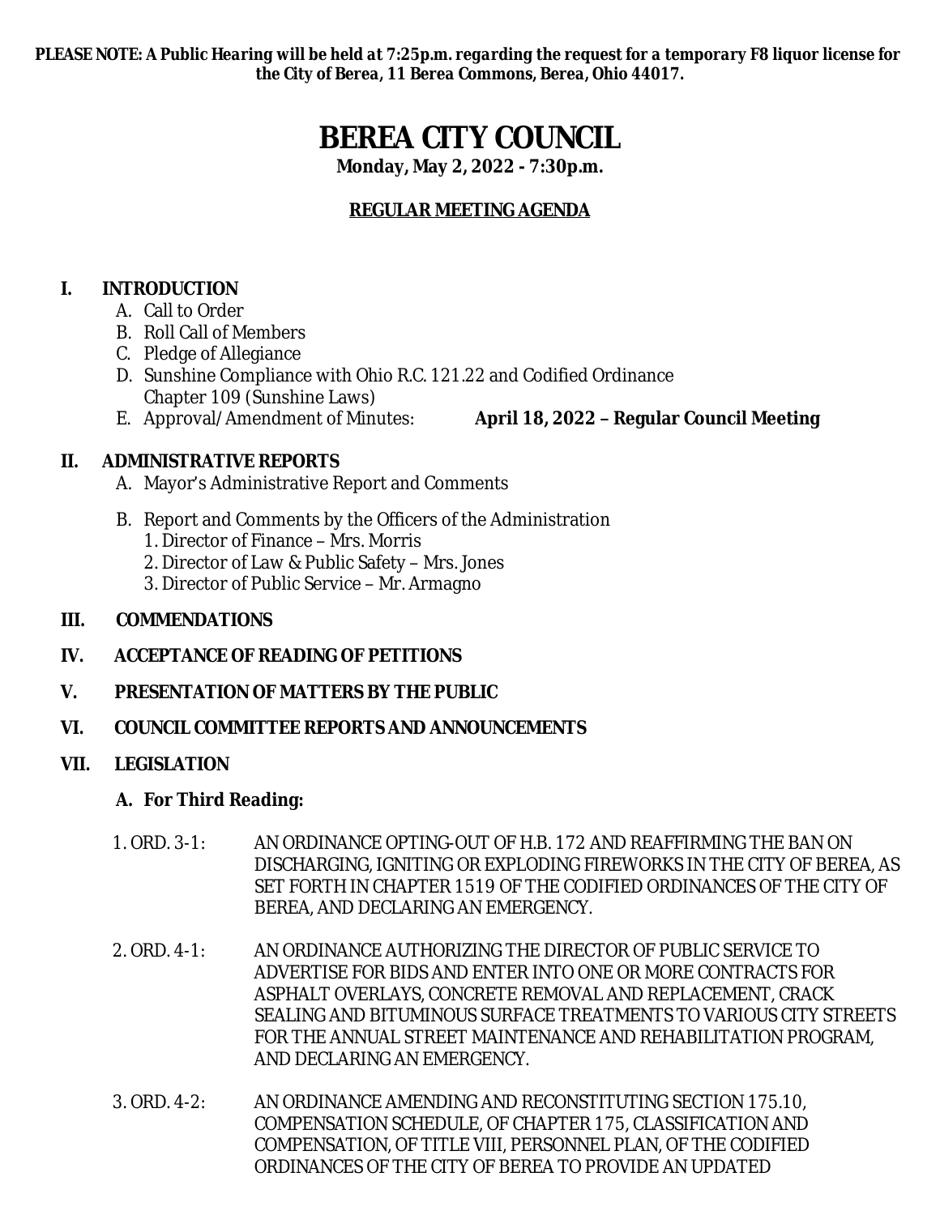***PLEASE NOTE: A Public Hearing will be held at 7:25p.m. regarding the request for a temporary F8 liquor license for the City of Berea, 11 Berea Commons, Berea, Ohio 44017.***

# BEREA CITY COUNCIL

**Monday, May 2, 2022 - 7:30p.m.**

**REGULAR MEETING AGENDA**

## I. INTRODUCTION

A. Call to Order
B. Roll Call of Members
C. Pledge of Allegiance
D. Sunshine Compliance with Ohio R.C. 121.22 and Codified Ordinance Chapter 109 (Sunshine Laws)
E. Approval/Amendment of Minutes: **April 18, 2022 – Regular Council Meeting**

## II. ADMINISTRATIVE REPORTS

A. Mayor's Administrative Report and Comments

B. Report and Comments by the Officers of the Administration
1. Director of Finance – Mrs. Morris
2. Director of Law & Public Safety – Mrs. Jones
3. Director of Public Service – Mr. Armagno

## III. COMMENDATIONS

## IV. ACCEPTANCE OF READING OF PETITIONS

## V. PRESENTATION OF MATTERS BY THE PUBLIC

## VI. COUNCIL COMMITTEE REPORTS AND ANNOUNCEMENTS

## VII. LEGISLATION

### A. For Third Reading:

1. ORD. 3-1: AN ORDINANCE OPTING-OUT OF H.B. 172 AND REAFFIRMING THE BAN ON DISCHARGING, IGNITING OR EXPLODING FIREWORKS IN THE CITY OF BEREA, AS SET FORTH IN CHAPTER 1519 OF THE CODIFIED ORDINANCES OF THE CITY OF BEREA, AND DECLARING AN EMERGENCY.

2. ORD. 4-1: AN ORDINANCE AUTHORIZING THE DIRECTOR OF PUBLIC SERVICE TO ADVERTISE FOR BIDS AND ENTER INTO ONE OR MORE CONTRACTS FOR ASPHALT OVERLAYS, CONCRETE REMOVAL AND REPLACEMENT, CRACK SEALING AND BITUMINOUS SURFACE TREATMENTS TO VARIOUS CITY STREETS FOR THE ANNUAL STREET MAINTENANCE AND REHABILITATION PROGRAM, AND DECLARING AN EMERGENCY.

3. ORD. 4-2: AN ORDINANCE AMENDING AND RECONSTITUTING SECTION 175.10, COMPENSATION SCHEDULE, OF CHAPTER 175, CLASSIFICATION AND COMPENSATION, OF TITLE VIII, PERSONNEL PLAN, OF THE CODIFIED ORDINANCES OF THE CITY OF BEREA TO PROVIDE AN UPDATED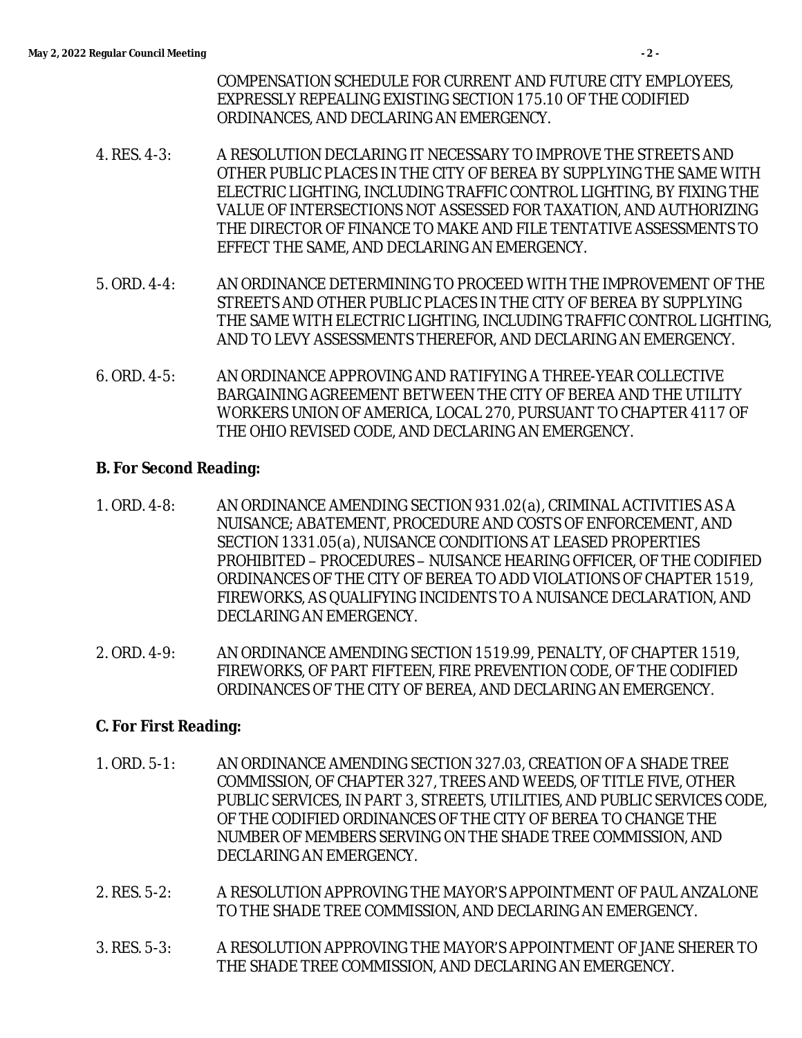COMPENSATION SCHEDULE FOR CURRENT AND FUTURE CITY EMPLOYEES, EXPRESSLY REPEALING EXISTING SECTION 175.10 OF THE CODIFIED ORDINANCES, AND DECLARING AN EMERGENCY.

4. RES. 4-3: A RESOLUTION DECLARING IT NECESSARY TO IMPROVE THE STREETS AND OTHER PUBLIC PLACES IN THE CITY OF BEREA BY SUPPLYING THE SAME WITH ELECTRIC LIGHTING, INCLUDING TRAFFIC CONTROL LIGHTING, BY FIXING THE VALUE OF INTERSECTIONS NOT ASSESSED FOR TAXATION, AND AUTHORIZING THE DIRECTOR OF FINANCE TO MAKE AND FILE TENTATIVE ASSESSMENTS TO EFFECT THE SAME, AND DECLARING AN EMERGENCY.

5. ORD. 4-4: AN ORDINANCE DETERMINING TO PROCEED WITH THE IMPROVEMENT OF THE STREETS AND OTHER PUBLIC PLACES IN THE CITY OF BEREA BY SUPPLYING THE SAME WITH ELECTRIC LIGHTING, INCLUDING TRAFFIC CONTROL LIGHTING, AND TO LEVY ASSESSMENTS THEREFOR, AND DECLARING AN EMERGENCY.

6. ORD. 4-5: AN ORDINANCE APPROVING AND RATIFYING A THREE-YEAR COLLECTIVE BARGAINING AGREEMENT BETWEEN THE CITY OF BEREA AND THE UTILITY WORKERS UNION OF AMERICA, LOCAL 270, PURSUANT TO CHAPTER 4117 OF THE OHIO REVISED CODE, AND DECLARING AN EMERGENCY.

**B. For Second Reading:**

1. ORD. 4-8: AN ORDINANCE AMENDING SECTION 931.02(a), CRIMINAL ACTIVITIES AS A NUISANCE; ABATEMENT, PROCEDURE AND COSTS OF ENFORCEMENT, AND SECTION 1331.05(a), NUISANCE CONDITIONS AT LEASED PROPERTIES PROHIBITED – PROCEDURES – NUISANCE HEARING OFFICER, OF THE CODIFIED ORDINANCES OF THE CITY OF BEREA TO ADD VIOLATIONS OF CHAPTER 1519, FIREWORKS, AS QUALIFYING INCIDENTS TO A NUISANCE DECLARATION, AND DECLARING AN EMERGENCY.

2. ORD. 4-9: AN ORDINANCE AMENDING SECTION 1519.99, PENALTY, OF CHAPTER 1519, FIREWORKS, OF PART FIFTEEN, FIRE PREVENTION CODE, OF THE CODIFIED ORDINANCES OF THE CITY OF BEREA, AND DECLARING AN EMERGENCY.

**C. For First Reading:**

1. ORD. 5-1: AN ORDINANCE AMENDING SECTION 327.03, CREATION OF A SHADE TREE COMMISSION, OF CHAPTER 327, TREES AND WEEDS, OF TITLE FIVE, OTHER PUBLIC SERVICES, IN PART 3, STREETS, UTILITIES, AND PUBLIC SERVICES CODE, OF THE CODIFIED ORDINANCES OF THE CITY OF BEREA TO CHANGE THE NUMBER OF MEMBERS SERVING ON THE SHADE TREE COMMISSION, AND DECLARING AN EMERGENCY.

2. RES. 5-2: A RESOLUTION APPROVING THE MAYOR'S APPOINTMENT OF PAUL ANZALONE TO THE SHADE TREE COMMISSION, AND DECLARING AN EMERGENCY.

3. RES. 5-3: A RESOLUTION APPROVING THE MAYOR'S APPOINTMENT OF JANE SHERER TO THE SHADE TREE COMMISSION, AND DECLARING AN EMERGENCY.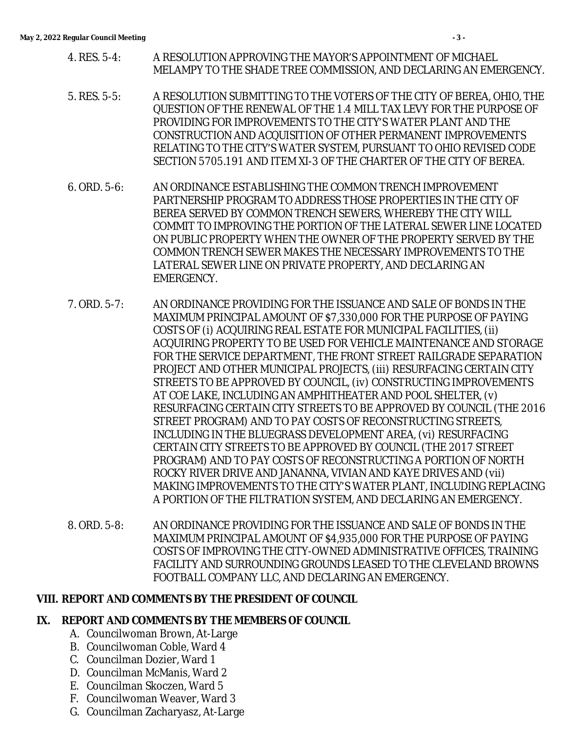4. RES. 5-4: A RESOLUTION APPROVING THE MAYOR'S APPOINTMENT OF MICHAEL MELAMPY TO THE SHADE TREE COMMISSION, AND DECLARING AN EMERGENCY.

5. RES. 5-5: A RESOLUTION SUBMITTING TO THE VOTERS OF THE CITY OF BEREA, OHIO, THE QUESTION OF THE RENEWAL OF THE 1.4 MILL TAX LEVY FOR THE PURPOSE OF PROVIDING FOR IMPROVEMENTS TO THE CITY'S WATER PLANT AND THE CONSTRUCTION AND ACQUISITION OF OTHER PERMANENT IMPROVEMENTS RELATING TO THE CITY'S WATER SYSTEM, PURSUANT TO OHIO REVISED CODE SECTION 5705.191 AND ITEM XI-3 OF THE CHARTER OF THE CITY OF BEREA.

6. ORD. 5-6: AN ORDINANCE ESTABLISHING THE COMMON TRENCH IMPROVEMENT PARTNERSHIP PROGRAM TO ADDRESS THOSE PROPERTIES IN THE CITY OF BEREA SERVED BY COMMON TRENCH SEWERS, WHEREBY THE CITY WILL COMMIT TO IMPROVING THE PORTION OF THE LATERAL SEWER LINE LOCATED ON PUBLIC PROPERTY WHEN THE OWNER OF THE PROPERTY SERVED BY THE COMMON TRENCH SEWER MAKES THE NECESSARY IMPROVEMENTS TO THE LATERAL SEWER LINE ON PRIVATE PROPERTY, AND DECLARING AN EMERGENCY.

7. ORD. 5-7: AN ORDINANCE PROVIDING FOR THE ISSUANCE AND SALE OF BONDS IN THE MAXIMUM PRINCIPAL AMOUNT OF $7,330,000 FOR THE PURPOSE OF PAYING COSTS OF (i) ACQUIRING REAL ESTATE FOR MUNICIPAL FACILITIES, (ii) ACQUIRING PROPERTY TO BE USED FOR VEHICLE MAINTENANCE AND STORAGE FOR THE SERVICE DEPARTMENT, THE FRONT STREET RAILGRADE SEPARATION PROJECT AND OTHER MUNICIPAL PROJECTS, (iii) RESURFACING CERTAIN CITY STREETS TO BE APPROVED BY COUNCIL, (iv) CONSTRUCTING IMPROVEMENTS AT COE LAKE, INCLUDING AN AMPHITHEATER AND POOL SHELTER, (v) RESURFACING CERTAIN CITY STREETS TO BE APPROVED BY COUNCIL (THE 2016 STREET PROGRAM) AND TO PAY COSTS OF RECONSTRUCTING STREETS, INCLUDING IN THE BLUEGRASS DEVELOPMENT AREA, (vi) RESURFACING CERTAIN CITY STREETS TO BE APPROVED BY COUNCIL (THE 2017 STREET PROGRAM) AND TO PAY COSTS OF RECONSTRUCTING A PORTION OF NORTH ROCKY RIVER DRIVE AND JANANNA, VIVIAN AND KAYE DRIVES AND (vii) MAKING IMPROVEMENTS TO THE CITY'S WATER PLANT, INCLUDING REPLACING A PORTION OF THE FILTRATION SYSTEM, AND DECLARING AN EMERGENCY.

8. ORD. 5-8: AN ORDINANCE PROVIDING FOR THE ISSUANCE AND SALE OF BONDS IN THE MAXIMUM PRINCIPAL AMOUNT OF $4,935,000 FOR THE PURPOSE OF PAYING COSTS OF IMPROVING THE CITY-OWNED ADMINISTRATIVE OFFICES, TRAINING FACILITY AND SURROUNDING GROUNDS LEASED TO THE CLEVELAND BROWNS FOOTBALL COMPANY LLC, AND DECLARING AN EMERGENCY.

**VIII. REPORT AND COMMENTS BY THE PRESIDENT OF COUNCIL**

**IX. REPORT AND COMMENTS BY THE MEMBERS OF COUNCIL**

A. Councilwoman Brown, At-Large
B. Councilwoman Coble, Ward 4
C. Councilman Dozier, Ward 1
D. Councilman McManis, Ward 2
E. Councilman Skoczen, Ward 5
F. Councilwoman Weaver, Ward 3
G. Councilman Zacharyasz, At-Large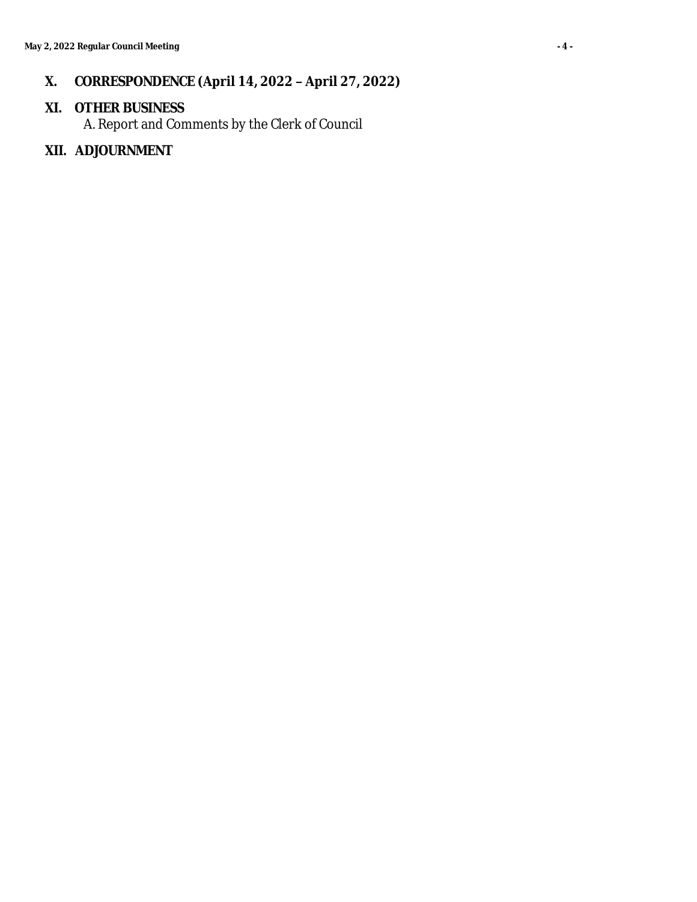## X. CORRESPONDENCE (April 14, 2022 – April 27, 2022)

## XI. OTHER BUSINESS

A. Report and Comments by the Clerk of Council

## XII. ADJOURNMENT